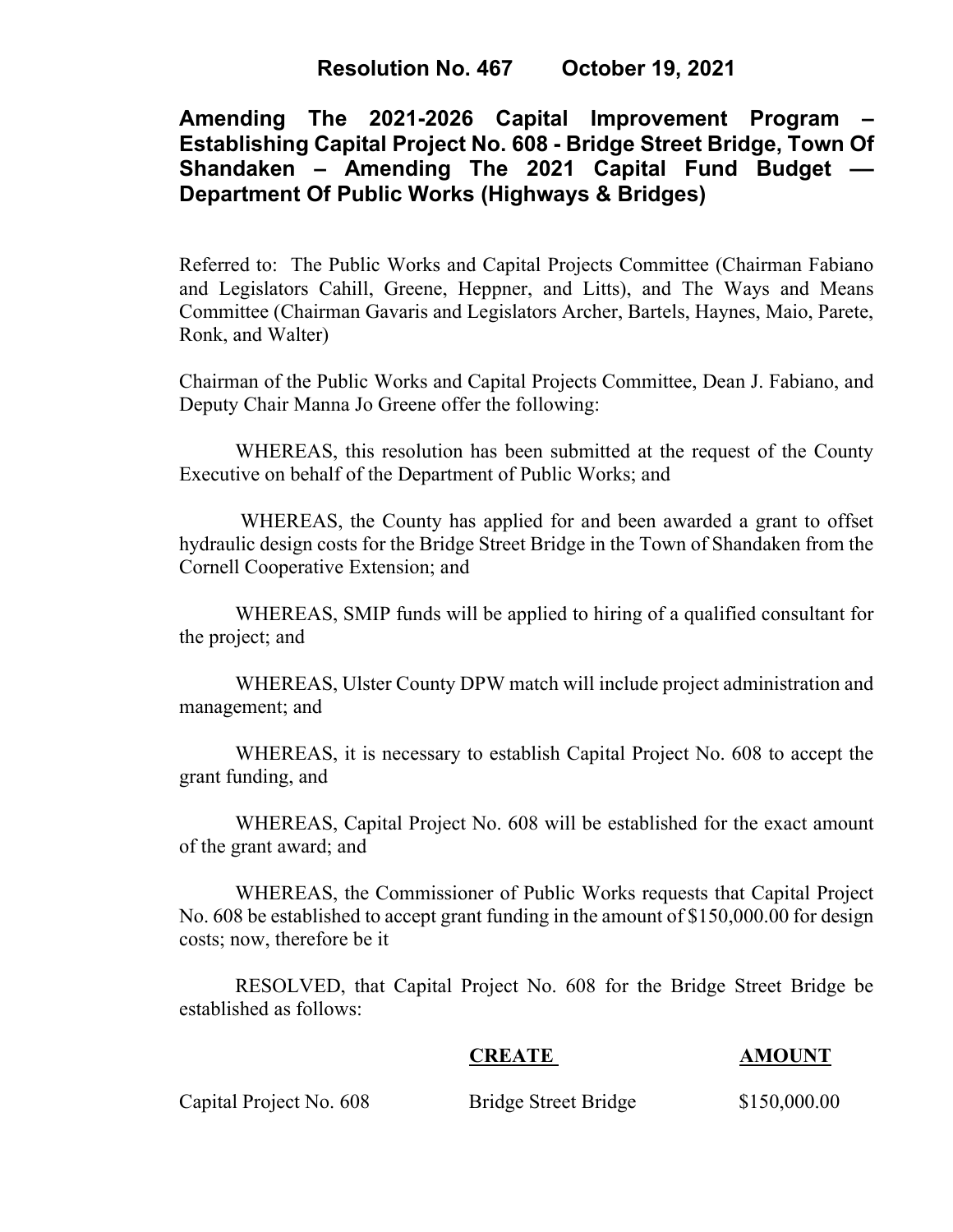**Resolution No. 467 October 19, 2021**

# Amending The 2021-2026 Capital Improvement Program – Establishing Capital Project No. 608 - Bridge Street Bridge, Town Of Shandaken – Amending The 2021 Capital Fund Budget –– Department Of Public Works (Highways & Bridges)

Referred to: The Public Works and Capital Projects Committee (Chairman Fabiano and Legislators Cahill, Greene, Heppner, and Litts), and The Ways and Means Committee (Chairman Gavaris and Legislators Archer, Bartels, Haynes, Maio, Parete, Ronk, and Walter)

Chairman of the Public Works and Capital Projects Committee, Dean J. Fabiano, and Deputy Chair Manna Jo Greene offer the following:

WHEREAS, this resolution has been submitted at the request of the County Executive on behalf of the Department of Public Works; and

WHEREAS, the County has applied for and been awarded a grant to offset hydraulic design costs for the Bridge Street Bridge in the Town of Shandaken from the Cornell Cooperative Extension; and

WHEREAS, SMIP funds will be applied to hiring of a qualified consultant for the project; and

WHEREAS, Ulster County DPW match will include project administration and management; and

WHEREAS, it is necessary to establish Capital Project No. 608 to accept the grant funding, and

WHEREAS, Capital Project No. 608 will be established for the exact amount of the grant award; and

WHEREAS, the Commissioner of Public Works requests that Capital Project No. 608 be established to accept grant funding in the amount of $150,000.00 for design costs; now, therefore be it

RESOLVED, that Capital Project No. 608 for the Bridge Street Bridge be established as follows:

| | CREATE | AMOUNT |
|---|---|---|
| Capital Project No. 608 | Bridge Street Bridge | $150,000.00 |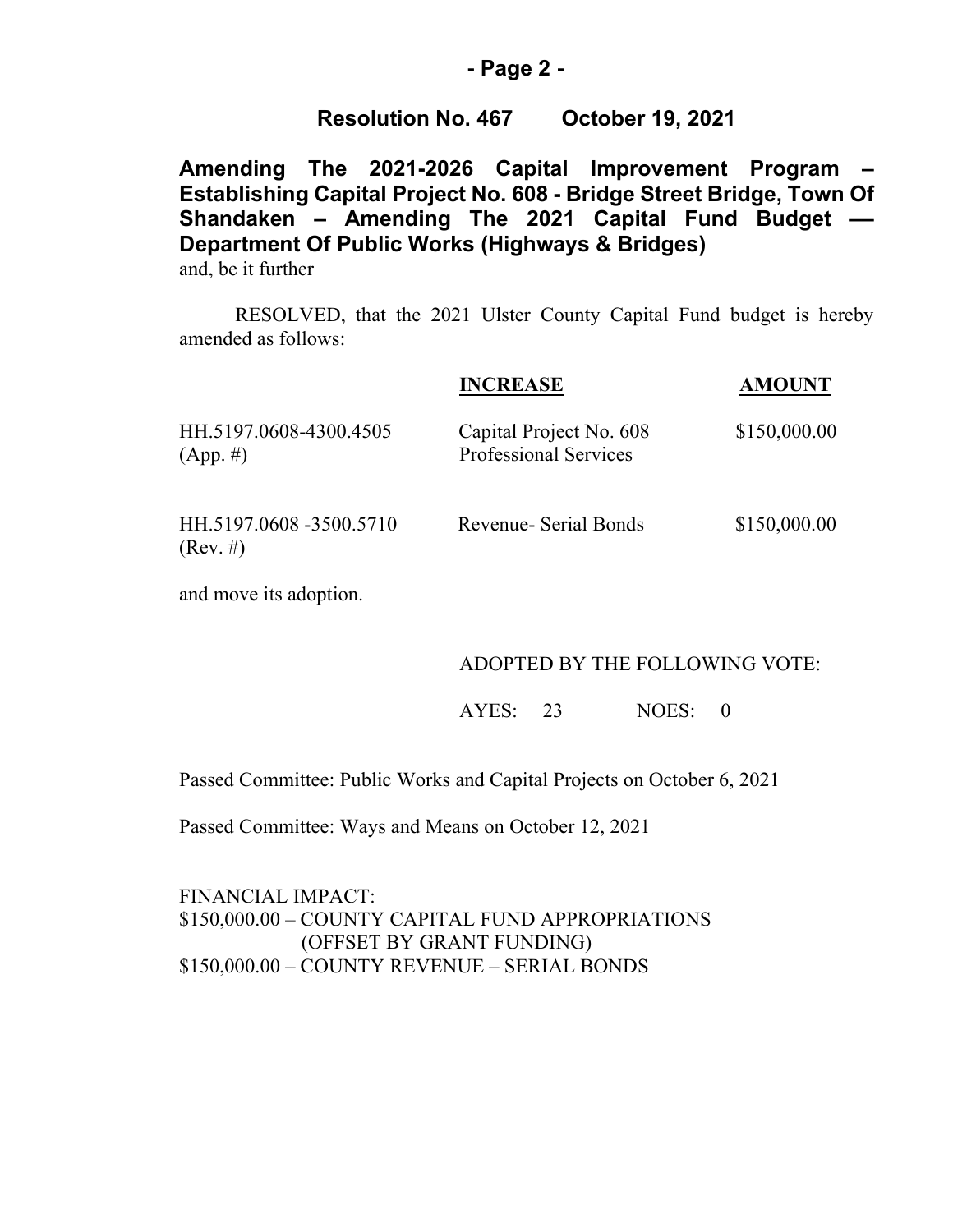**Resolution No. 467 October 19, 2021**

**Amending The 2021-2026 Capital Improvement Program – Establishing Capital Project No. 608 - Bridge Street Bridge, Town Of Shandaken – Amending The 2021 Capital Fund Budget –– Department Of Public Works (Highways & Bridges)**

and, be it further

RESOLVED, that the 2021 Ulster County Capital Fund budget is hereby amended as follows:

| | INCREASE | AMOUNT |
|---|---|---|
| HH.5197.0608-4300.4505 (App. #) | Capital Project No. 608 Professional Services | $150,000.00 |
| HH.5197.0608 -3500.5710 (Rev. #) | Revenue- Serial Bonds | $150,000.00 |

and move its adoption.

ADOPTED BY THE FOLLOWING VOTE:

AYES: 23 NOES: 0

Passed Committee: Public Works and Capital Projects on October 6, 2021

Passed Committee: Ways and Means on October 12, 2021

FINANCIAL IMPACT:
$150,000.00 – COUNTY CAPITAL FUND APPROPRIATIONS
(OFFSET BY GRANT FUNDING)
$150,000.00 – COUNTY REVENUE – SERIAL BONDS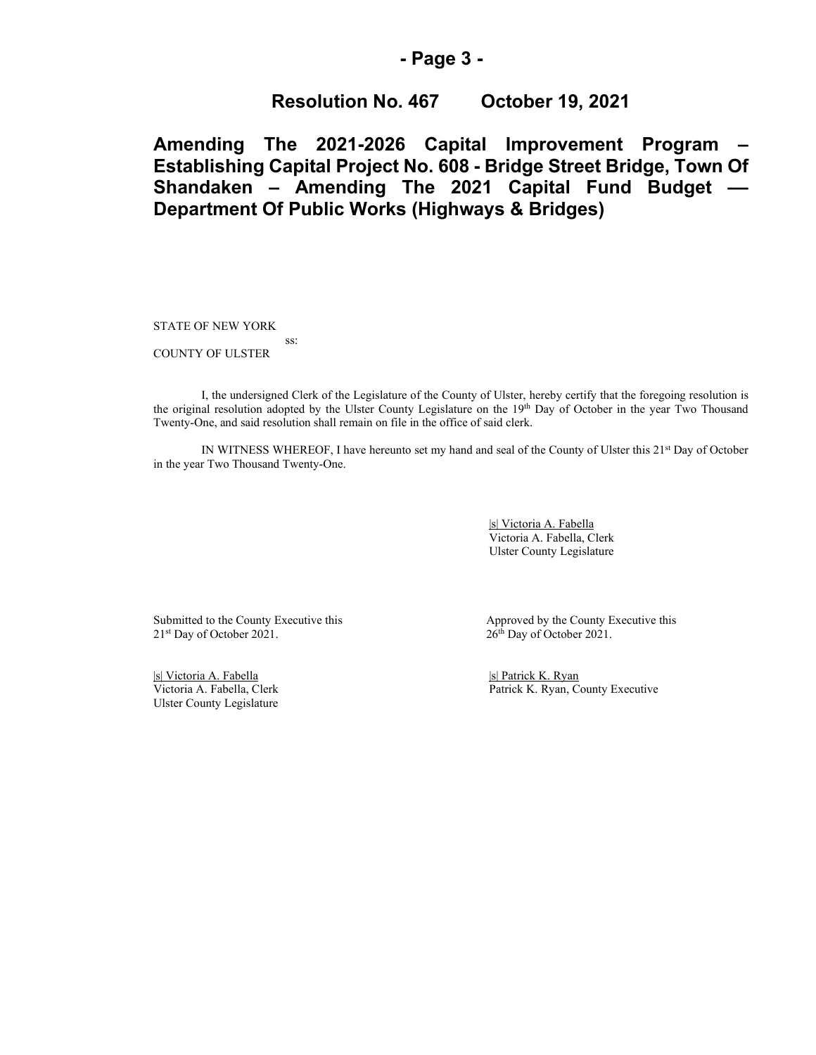## Resolution No. 467 October 19, 2021

## Amending The 2021-2026 Capital Improvement Program – Establishing Capital Project No. 608 - Bridge Street Bridge, Town Of Shandaken – Amending The 2021 Capital Fund Budget — Department Of Public Works (Highways & Bridges)

STATE OF NEW YORK
ss:
COUNTY OF ULSTER

I, the undersigned Clerk of the Legislature of the County of Ulster, hereby certify that the foregoing resolution is the original resolution adopted by the Ulster County Legislature on the 19th Day of October in the year Two Thousand Twenty-One, and said resolution shall remain on file in the office of said clerk.

IN WITNESS WHEREOF, I have hereunto set my hand and seal of the County of Ulster this 21st Day of October in the year Two Thousand Twenty-One.

|s| Victoria A. Fabella
Victoria A. Fabella, Clerk
Ulster County Legislature

Submitted to the County Executive this 21st Day of October 2021.

|s| Victoria A. Fabella
Victoria A. Fabella, Clerk
Ulster County Legislature

Approved by the County Executive this 26th Day of October 2021.

|s| Patrick K. Ryan
Patrick K. Ryan, County Executive